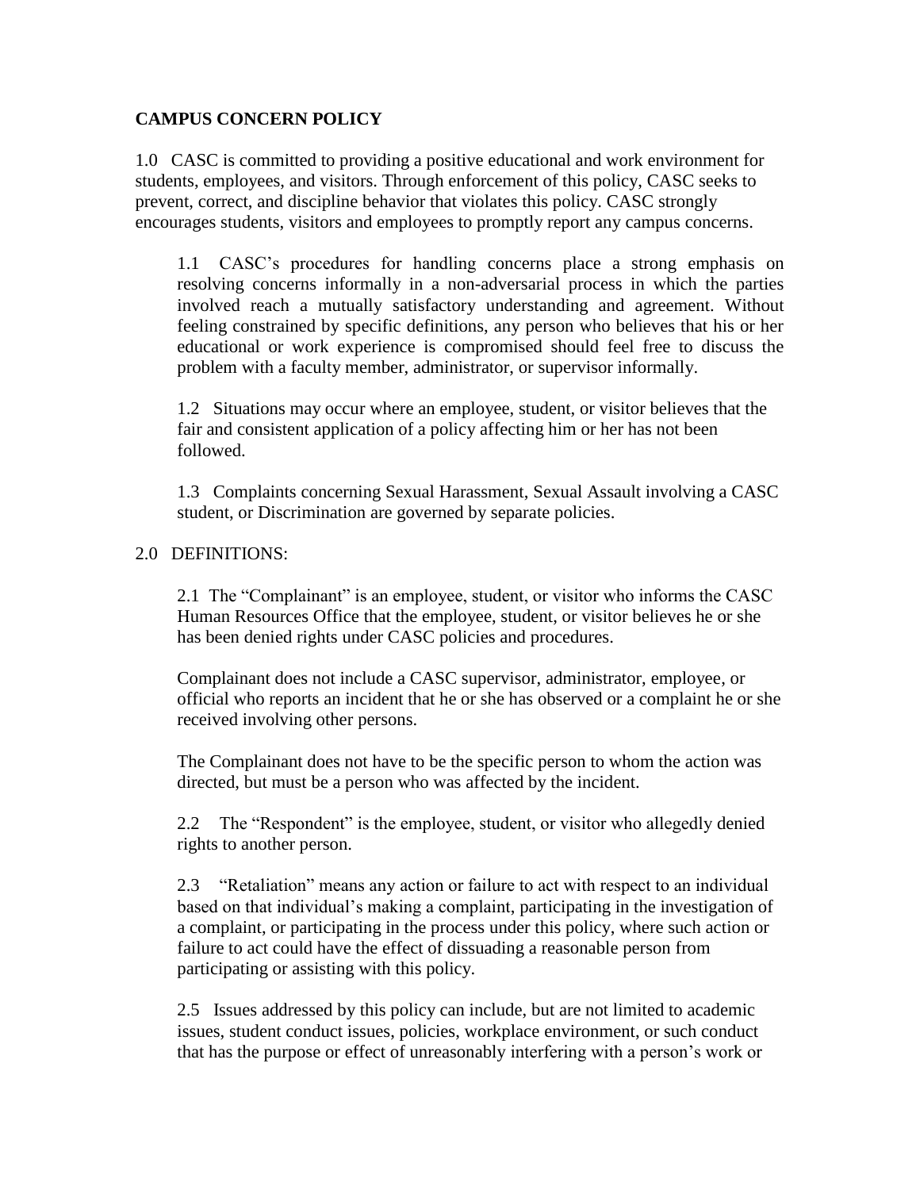**CAMPUS CONCERN POLICY**

1.0 CASC is committed to providing a positive educational and work environment for students, employees, and visitors. Through enforcement of this policy, CASC seeks to prevent, correct, and discipline behavior that violates this policy. CASC strongly encourages students, visitors and employees to promptly report any campus concerns.

1.1 CASC's procedures for handling concerns place a strong emphasis on resolving concerns informally in a non-adversarial process in which the parties involved reach a mutually satisfactory understanding and agreement. Without feeling constrained by specific definitions, any person who believes that his or her educational or work experience is compromised should feel free to discuss the problem with a faculty member, administrator, or supervisor informally.

1.2 Situations may occur where an employee, student, or visitor believes that the fair and consistent application of a policy affecting him or her has not been followed.

1.3 Complaints concerning Sexual Harassment, Sexual Assault involving a CASC student, or Discrimination are governed by separate policies.

2.0 DEFINITIONS:

2.1 The "Complainant" is an employee, student, or visitor who informs the CASC Human Resources Office that the employee, student, or visitor believes he or she has been denied rights under CASC policies and procedures.

Complainant does not include a CASC supervisor, administrator, employee, or official who reports an incident that he or she has observed or a complaint he or she received involving other persons.

The Complainant does not have to be the specific person to whom the action was directed, but must be a person who was affected by the incident.

2.2 The "Respondent" is the employee, student, or visitor who allegedly denied rights to another person.

2.3 "Retaliation" means any action or failure to act with respect to an individual based on that individual's making a complaint, participating in the investigation of a complaint, or participating in the process under this policy, where such action or failure to act could have the effect of dissuading a reasonable person from participating or assisting with this policy.

2.5 Issues addressed by this policy can include, but are not limited to academic issues, student conduct issues, policies, workplace environment, or such conduct that has the purpose or effect of unreasonably interfering with a person's work or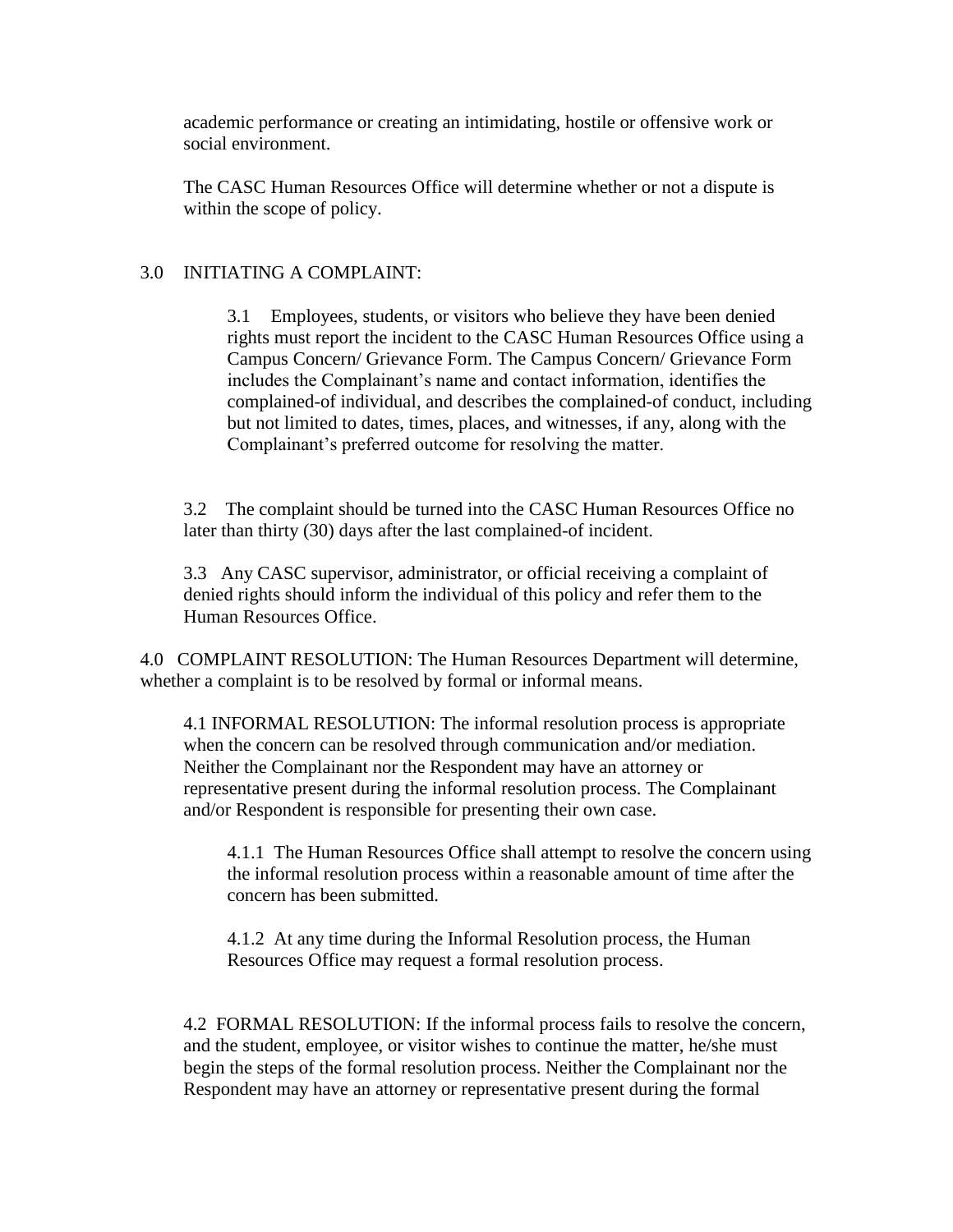academic performance or creating an intimidating, hostile or offensive work or social environment.

The CASC Human Resources Office will determine whether or not a dispute is within the scope of policy.

## 3.0 INITIATING A COMPLAINT:

3.1 Employees, students, or visitors who believe they have been denied rights must report the incident to the CASC Human Resources Office using a Campus Concern/ Grievance Form. The Campus Concern/ Grievance Form includes the Complainant's name and contact information, identifies the complained-of individual, and describes the complained-of conduct, including but not limited to dates, times, places, and witnesses, if any, along with the Complainant's preferred outcome for resolving the matter.

3.2 The complaint should be turned into the CASC Human Resources Office no later than thirty (30) days after the last complained-of incident.

3.3 Any CASC supervisor, administrator, or official receiving a complaint of denied rights should inform the individual of this policy and refer them to the Human Resources Office.

## 4.0 COMPLAINT RESOLUTION: The Human Resources Department will determine, whether a complaint is to be resolved by formal or informal means.

4.1 INFORMAL RESOLUTION: The informal resolution process is appropriate when the concern can be resolved through communication and/or mediation. Neither the Complainant nor the Respondent may have an attorney or representative present during the informal resolution process. The Complainant and/or Respondent is responsible for presenting their own case.

4.1.1 The Human Resources Office shall attempt to resolve the concern using the informal resolution process within a reasonable amount of time after the concern has been submitted.

4.1.2 At any time during the Informal Resolution process, the Human Resources Office may request a formal resolution process.

4.2 FORMAL RESOLUTION: If the informal process fails to resolve the concern, and the student, employee, or visitor wishes to continue the matter, he/she must begin the steps of the formal resolution process. Neither the Complainant nor the Respondent may have an attorney or representative present during the formal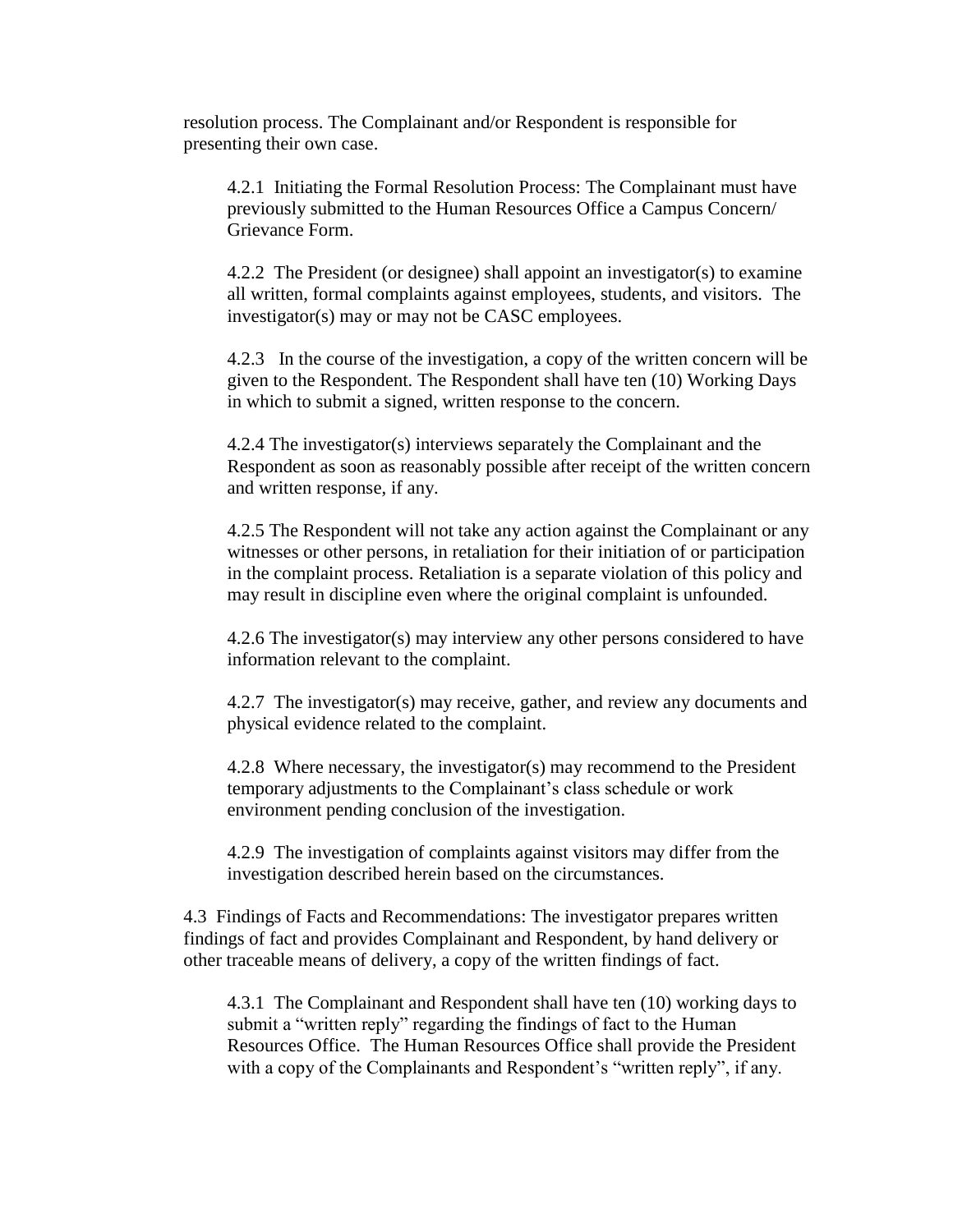resolution process. The Complainant and/or Respondent is responsible for presenting their own case.

4.2.1 Initiating the Formal Resolution Process: The Complainant must have previously submitted to the Human Resources Office a Campus Concern/ Grievance Form.

4.2.2 The President (or designee) shall appoint an investigator(s) to examine all written, formal complaints against employees, students, and visitors. The investigator(s) may or may not be CASC employees.

4.2.3 In the course of the investigation, a copy of the written concern will be given to the Respondent. The Respondent shall have ten (10) Working Days in which to submit a signed, written response to the concern.

4.2.4 The investigator(s) interviews separately the Complainant and the Respondent as soon as reasonably possible after receipt of the written concern and written response, if any.

4.2.5 The Respondent will not take any action against the Complainant or any witnesses or other persons, in retaliation for their initiation of or participation in the complaint process. Retaliation is a separate violation of this policy and may result in discipline even where the original complaint is unfounded.

4.2.6 The investigator(s) may interview any other persons considered to have information relevant to the complaint.

4.2.7 The investigator(s) may receive, gather, and review any documents and physical evidence related to the complaint.

4.2.8 Where necessary, the investigator(s) may recommend to the President temporary adjustments to the Complainant's class schedule or work environment pending conclusion of the investigation.

4.2.9 The investigation of complaints against visitors may differ from the investigation described herein based on the circumstances.

4.3 Findings of Facts and Recommendations: The investigator prepares written findings of fact and provides Complainant and Respondent, by hand delivery or other traceable means of delivery, a copy of the written findings of fact.

4.3.1 The Complainant and Respondent shall have ten (10) working days to submit a "written reply" regarding the findings of fact to the Human Resources Office. The Human Resources Office shall provide the President with a copy of the Complainants and Respondent's "written reply", if any.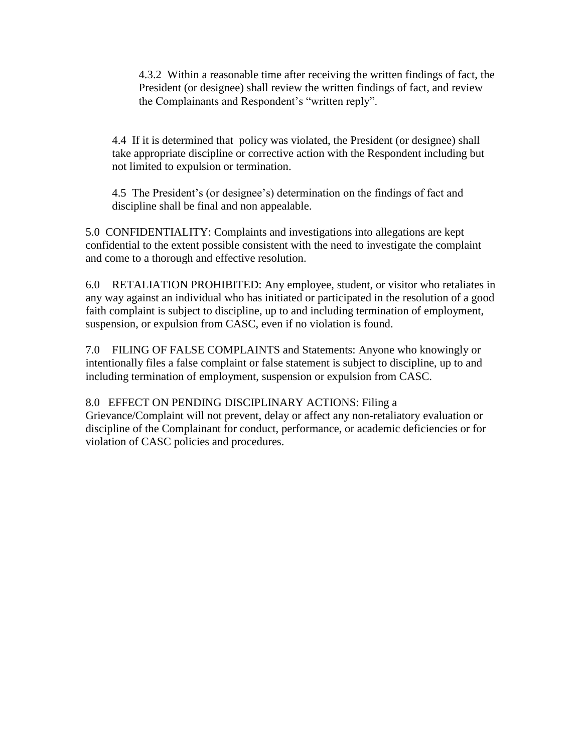4.3.2 Within a reasonable time after receiving the written findings of fact, the President (or designee) shall review the written findings of fact, and review the Complainants and Respondent's "written reply".

4.4 If it is determined that policy was violated, the President (or designee) shall take appropriate discipline or corrective action with the Respondent including but not limited to expulsion or termination.

4.5 The President's (or designee's) determination on the findings of fact and discipline shall be final and non appealable.

5.0 CONFIDENTIALITY: Complaints and investigations into allegations are kept confidential to the extent possible consistent with the need to investigate the complaint and come to a thorough and effective resolution.

6.0 RETALIATION PROHIBITED: Any employee, student, or visitor who retaliates in any way against an individual who has initiated or participated in the resolution of a good faith complaint is subject to discipline, up to and including termination of employment, suspension, or expulsion from CASC, even if no violation is found.

7.0 FILING OF FALSE COMPLAINTS and Statements: Anyone who knowingly or intentionally files a false complaint or false statement is subject to discipline, up to and including termination of employment, suspension or expulsion from CASC.

8.0 EFFECT ON PENDING DISCIPLINARY ACTIONS: Filing a Grievance/Complaint will not prevent, delay or affect any non-retaliatory evaluation or discipline of the Complainant for conduct, performance, or academic deficiencies or for violation of CASC policies and procedures.